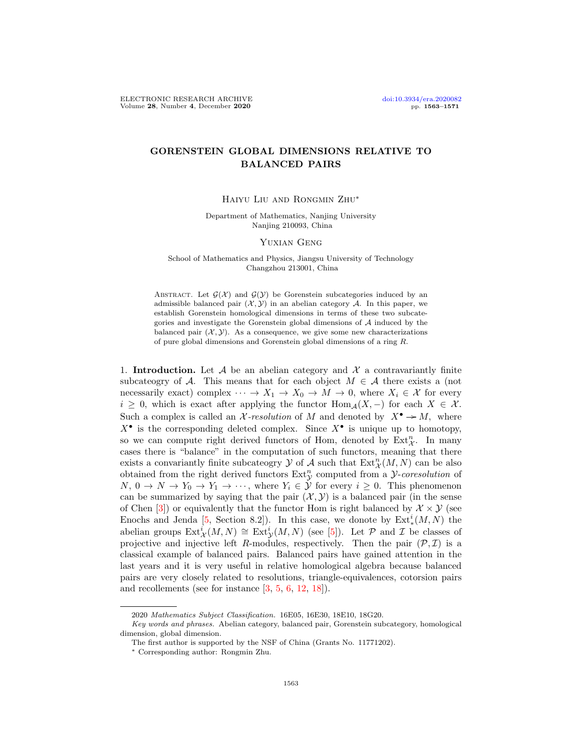# GORENSTEIN GLOBAL DIMENSIONS RELATIVE TO BALANCED PAIRS

Haiyu Liu and Rongmin Zhu*

Department of Mathematics, Nanjing University
Nanjing 210093, China

Yuxian Geng

School of Mathematics and Physics, Jiangsu University of Technology
Changzhou 213001, China

Abstract. Let $\mathcal{G}(\mathcal{X})$ and $\mathcal{G}(\mathcal{Y})$ be Gorenstein subcategories induced by an admissible balanced pair $(\mathcal{X}, \mathcal{Y})$ in an abelian category $\mathcal{A}$. In this paper, we establish Gorenstein homological dimensions in terms of these two subcategories and investigate the Gorenstein global dimensions of $\mathcal{A}$ induced by the balanced pair $(\mathcal{X}, \mathcal{Y})$. As a consequence, we give some new characterizations of pure global dimensions and Gorenstein global dimensions of a ring $R$.

1. **Introduction.** Let $\mathcal{A}$ be an abelian category and $\mathcal{X}$ a contravariantly finite subcateogry of $\mathcal{A}$. This means that for each object $M \in \mathcal{A}$ there exists a (not necessarily exact) complex $\cdots \to X_1 \to X_0 \to M \to 0$, where $X_i \in \mathcal{X}$ for every $i \geq 0$, which is exact after applying the functor $\mathrm{Hom}_{\mathcal{A}}(X, -)$ for each $X \in \mathcal{X}$. Such a complex is called an $\mathcal{X}$-*resolution* of $M$ and denoted by $X^\bullet \twoheadrightarrow M$, where $X^\bullet$ is the corresponding deleted complex. Since $X^\bullet$ is unique up to homotopy, so we can compute right derived functors of Hom, denoted by $\mathrm{Ext}^n_{\mathcal{X}}$. In many cases there is "balance" in the computation of such functors, meaning that there exists a convariantly finite subcateogry $\mathcal{Y}$ of $\mathcal{A}$ such that $\mathrm{Ext}^n_{\mathcal{X}}(M, N)$ can be also obtained from the right derived functors $\mathrm{Ext}^n_{\mathcal{Y}}$ computed from a $\mathcal{Y}$-*coresolution* of $N$, $0 \to N \to Y_0 \to Y_1 \to \cdots$, where $Y_i \in \mathcal{Y}$ for every $i \geq 0$. This phenomenon can be summarized by saying that the pair $(\mathcal{X}, \mathcal{Y})$ is a balanced pair (in the sense of Chen [3]) or equivalently that the functor Hom is right balanced by $\mathcal{X} \times \mathcal{Y}$ (see Enochs and Jenda [5, Section 8.2]). In this case, we donote by $\mathrm{Ext}^i_*(M, N)$ the abelian groups $\mathrm{Ext}^i_{\mathcal{X}}(M, N) \cong \mathrm{Ext}^i_{\mathcal{Y}}(M, N)$ (see [5]). Let $\mathcal{P}$ and $\mathcal{I}$ be classes of projective and injective left $R$-modules, respectively. Then the pair $(\mathcal{P}, \mathcal{I})$ is a classical example of balanced pairs. Balanced pairs have gained attention in the last years and it is very useful in relative homological algebra because balanced pairs are very closely related to resolutions, triangle-equivalences, cotorsion pairs and recollements (see for instance [3, 5, 6, 12, 18]).

2020 *Mathematics Subject Classification.* 16E05, 16E30, 18E10, 18G20.

*Key words and phrases.* Abelian category, balanced pair, Gorenstein subcategory, homological dimension, global dimension.

The first author is supported by the NSF of China (Grants No. 11771202).

* Corresponding author: Rongmin Zhu.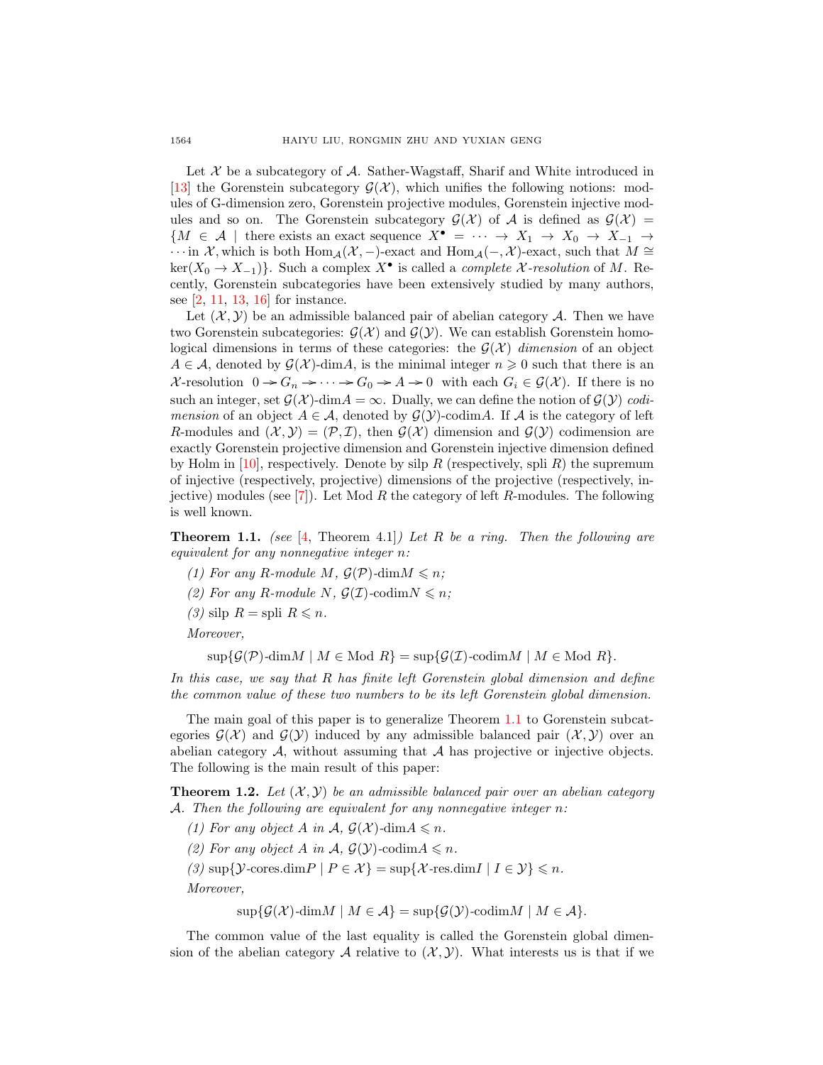Let $\mathcal{X}$ be a subcategory of $\mathcal{A}$. Sather-Wagstaff, Sharif and White introduced in [13] the Gorenstein subcategory $\mathcal{G}(\mathcal{X})$, which unifies the following notions: modules of G-dimension zero, Gorenstein projective modules, Gorenstein injective modules and so on. The Gorenstein subcategory $\mathcal{G}(\mathcal{X})$ of $\mathcal{A}$ is defined as $\mathcal{G}(\mathcal{X}) = \{M \in \mathcal{A} \mid$ there exists an exact sequence $X^\bullet = \cdots \to X_1 \to X_0 \to X_{-1} \to \cdots$ in $\mathcal{X}$, which is both $\mathrm{Hom}_{\mathcal{A}}(\mathcal{X}, -)$-exact and $\mathrm{Hom}_{\mathcal{A}}(-, \mathcal{X})$-exact, such that $M \cong \ker(X_0 \to X_{-1})\}$. Such a complex $X^\bullet$ is called a *complete $\mathcal{X}$-resolution* of $M$. Recently, Gorenstein subcategories have been extensively studied by many authors, see [2, 11, 13, 16] for instance.

Let $(\mathcal{X}, \mathcal{Y})$ be an admissible balanced pair of abelian category $\mathcal{A}$. Then we have two Gorenstein subcategories: $\mathcal{G}(\mathcal{X})$ and $\mathcal{G}(\mathcal{Y})$. We can establish Gorenstein homological dimensions in terms of these categories: the *$\mathcal{G}(\mathcal{X})$ dimension* of an object $A \in \mathcal{A}$, denoted by $\mathcal{G}(\mathcal{X})$-dim$A$, is the minimal integer $n \geqslant 0$ such that there is an $\mathcal{X}$-resolution $0 \twoheadrightarrow G_n \twoheadrightarrow \cdots \twoheadrightarrow G_0 \twoheadrightarrow A \twoheadrightarrow 0$ with each $G_i \in \mathcal{G}(\mathcal{X})$. If there is no such an integer, set $\mathcal{G}(\mathcal{X})$-dim$A = \infty$. Dually, we can define the notion of *$\mathcal{G}(\mathcal{Y})$ codimension* of an object $A \in \mathcal{A}$, denoted by $\mathcal{G}(\mathcal{Y})$-codim$A$. If $\mathcal{A}$ is the category of left $R$-modules and $(\mathcal{X}, \mathcal{Y}) = (\mathcal{P}, \mathcal{I})$, then $\mathcal{G}(\mathcal{X})$ dimension and $\mathcal{G}(\mathcal{Y})$ codimension are exactly Gorenstein projective dimension and Gorenstein injective dimension defined by Holm in [10], respectively. Denote by silp $R$ (respectively, spli $R$) the supremum of injective (respectively, projective) dimensions of the projective (respectively, injective) modules (see [7]). Let Mod $R$ the category of left $R$-modules. The following is well known.

**Theorem 1.1.** *(see [4, Theorem 4.1]) Let $R$ be a ring. Then the following are equivalent for any nonnegative integer $n$:*

*(1) For any $R$-module $M$, $\mathcal{G}(\mathcal{P})$-dim$M \leqslant n$;*

*(2) For any $R$-module $N$, $\mathcal{G}(\mathcal{I})$-codim$N \leqslant n$;*

*(3) silp $R$ = spli $R \leqslant n$.*

*Moreover,*

$$\sup\{\mathcal{G}(\mathcal{P})\text{-dim}M \mid M \in \text{Mod } R\} = \sup\{\mathcal{G}(\mathcal{I})\text{-codim}M \mid M \in \text{Mod } R\}.$$

*In this case, we say that $R$ has finite left Gorenstein global dimension and define the common value of these two numbers to be its left Gorenstein global dimension.*

The main goal of this paper is to generalize Theorem 1.1 to Gorenstein subcategories $\mathcal{G}(\mathcal{X})$ and $\mathcal{G}(\mathcal{Y})$ induced by any admissible balanced pair $(\mathcal{X}, \mathcal{Y})$ over an abelian category $\mathcal{A}$, without assuming that $\mathcal{A}$ has projective or injective objects. The following is the main result of this paper:

**Theorem 1.2.** *Let $(\mathcal{X}, \mathcal{Y})$ be an admissible balanced pair over an abelian category $\mathcal{A}$. Then the following are equivalent for any nonnegative integer $n$:*

*(1) For any object $A$ in $\mathcal{A}$, $\mathcal{G}(\mathcal{X})$-dim$A \leqslant n$.*

*(2) For any object $A$ in $\mathcal{A}$, $\mathcal{G}(\mathcal{Y})$-codim$A \leqslant n$.*

*(3) $\sup\{\mathcal{Y}\text{-cores.dim}P \mid P \in \mathcal{X}\} = \sup\{\mathcal{X}\text{-res.dim}I \mid I \in \mathcal{Y}\} \leqslant n$.*

*Moreover,*

$$\sup\{\mathcal{G}(\mathcal{X})\text{-dim}M \mid M \in \mathcal{A}\} = \sup\{\mathcal{G}(\mathcal{Y})\text{-codim}M \mid M \in \mathcal{A}\}.$$

The common value of the last equality is called the Gorenstein global dimension of the abelian category $\mathcal{A}$ relative to $(\mathcal{X}, \mathcal{Y})$. What interests us is that if we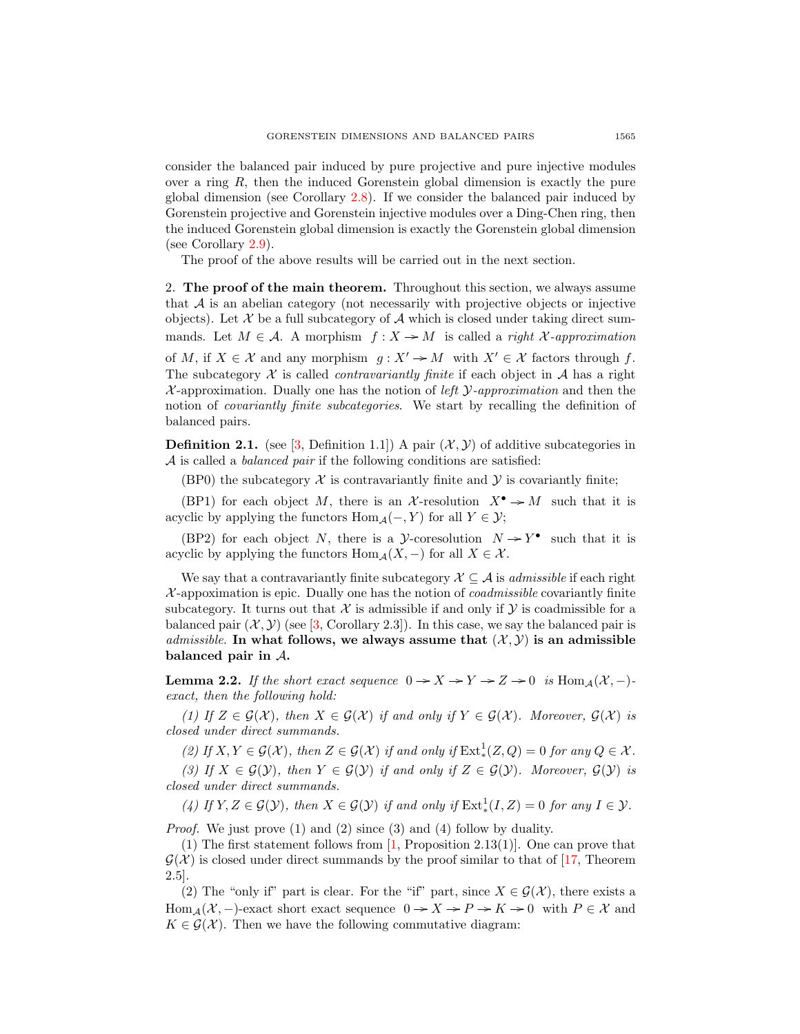consider the balanced pair induced by pure projective and pure injective modules over a ring $R$, then the induced Gorenstein global dimension is exactly the pure global dimension (see Corollary 2.8). If we consider the balanced pair induced by Gorenstein projective and Gorenstein injective modules over a Ding-Chen ring, then the induced Gorenstein global dimension is exactly the Gorenstein global dimension (see Corollary 2.9).

The proof of the above results will be carried out in the next section.

## 2. The proof of the main theorem.

Throughout this section, we always assume that $\mathcal{A}$ is an abelian category (not necessarily with projective objects or injective objects). Let $\mathcal{X}$ be a full subcategory of $\mathcal{A}$ which is closed under taking direct summands. Let $M \in \mathcal{A}$. A morphism $f : X \to M$ is called a *right $\mathcal{X}$-approximation* of $M$, if $X \in \mathcal{X}$ and any morphism $g : X' \to M$ with $X' \in \mathcal{X}$ factors through $f$. The subcategory $\mathcal{X}$ is called *contravariantly finite* if each object in $\mathcal{A}$ has a right $\mathcal{X}$-approximation. Dually one has the notion of *left $\mathcal{Y}$-approximation* and then the notion of *covariantly finite subcategories*. We start by recalling the definition of balanced pairs.

**Definition 2.1.** (see [3, Definition 1.1]) A pair $(\mathcal{X}, \mathcal{Y})$ of additive subcategories in $\mathcal{A}$ is called a *balanced pair* if the following conditions are satisfied:

(BP0) the subcategory $\mathcal{X}$ is contravariantly finite and $\mathcal{Y}$ is covariantly finite;

(BP1) for each object $M$, there is an $\mathcal{X}$-resolution $X^\bullet \to M$ such that it is acyclic by applying the functors $\mathrm{Hom}_{\mathcal{A}}(-, Y)$ for all $Y \in \mathcal{Y}$;

(BP2) for each object $N$, there is a $\mathcal{Y}$-coresolution $N \to Y^\bullet$ such that it is acyclic by applying the functors $\mathrm{Hom}_{\mathcal{A}}(X, -)$ for all $X \in \mathcal{X}$.

We say that a contravariantly finite subcategory $\mathcal{X} \subseteq \mathcal{A}$ is *admissible* if each right $\mathcal{X}$-appoximation is epic. Dually one has the notion of *coadmissible* covariantly finite subcategory. It turns out that $\mathcal{X}$ is admissible if and only if $\mathcal{Y}$ is coadmissible for a balanced pair $(\mathcal{X}, \mathcal{Y})$ (see [3, Corollary 2.3]). In this case, we say the balanced pair is *admissible*. **In what follows, we always assume that $(\mathcal{X}, \mathcal{Y})$ is an admissible balanced pair in $\mathcal{A}$.**

**Lemma 2.2.** *If the short exact sequence $0 \to X \to Y \to Z \to 0$ is $\mathrm{Hom}_{\mathcal{A}}(\mathcal{X}, -)$-exact, then the following hold:*

*(1) If $Z \in \mathcal{G}(\mathcal{X})$, then $X \in \mathcal{G}(\mathcal{X})$ if and only if $Y \in \mathcal{G}(\mathcal{X})$. Moreover, $\mathcal{G}(\mathcal{X})$ is closed under direct summands.*

*(2) If $X, Y \in \mathcal{G}(\mathcal{X})$, then $Z \in \mathcal{G}(\mathcal{X})$ if and only if $\mathrm{Ext}^1_*(Z, Q) = 0$ for any $Q \in \mathcal{X}$.*

*(3) If $X \in \mathcal{G}(\mathcal{Y})$, then $Y \in \mathcal{G}(\mathcal{Y})$ if and only if $Z \in \mathcal{G}(\mathcal{Y})$. Moreover, $\mathcal{G}(\mathcal{Y})$ is closed under direct summands.*

*(4) If $Y, Z \in \mathcal{G}(\mathcal{Y})$, then $X \in \mathcal{G}(\mathcal{Y})$ if and only if $\mathrm{Ext}^1_*(I, Z) = 0$ for any $I \in \mathcal{Y}$.*

*Proof.* We just prove (1) and (2) since (3) and (4) follow by duality.

(1) The first statement follows from [1, Proposition 2.13(1)]. One can prove that $\mathcal{G}(\mathcal{X})$ is closed under direct summands by the proof similar to that of [17, Theorem 2.5].

(2) The "only if" part is clear. For the "if" part, since $X \in \mathcal{G}(\mathcal{X})$, there exists a $\mathrm{Hom}_{\mathcal{A}}(\mathcal{X}, -)$-exact short exact sequence $0 \to X \to P \to K \to 0$ with $P \in \mathcal{X}$ and $K \in \mathcal{G}(\mathcal{X})$. Then we have the following commutative diagram: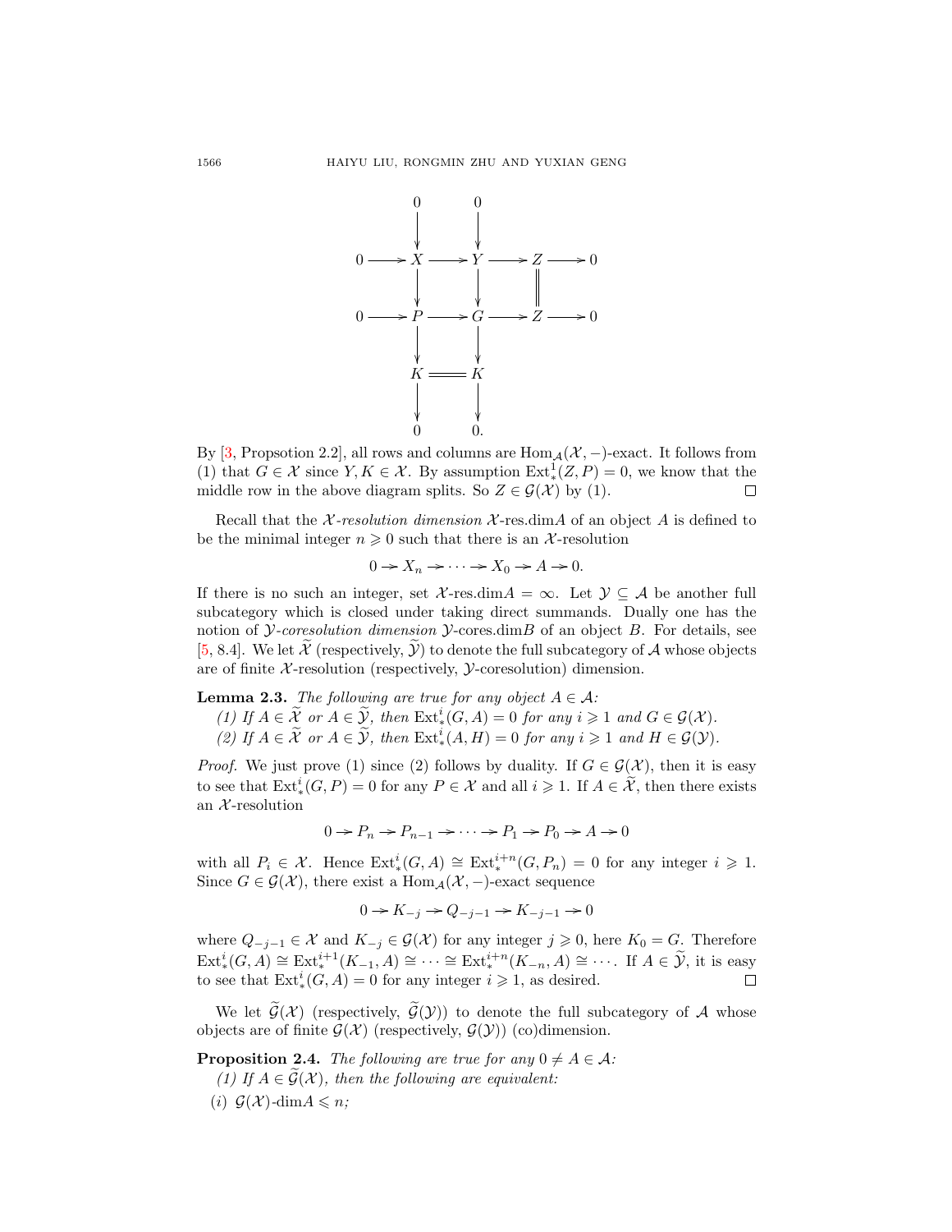$$
\begin{array}{ccccccccc}
 & & 0 & & 0 & & & & \\
 & & \downarrow & & \downarrow & & & & \\
0 & \longrightarrow & X & \longrightarrow & Y & \longrightarrow & Z & \longrightarrow & 0 \\
 & & \downarrow & & \downarrow & & \| & & \\
0 & \longrightarrow & P & \longrightarrow & G & \longrightarrow & Z & \longrightarrow & 0 \\
 & & \downarrow & & \downarrow & & & & \\
 & & K & = & K & & & & \\
 & & \downarrow & & \downarrow & & & & \\
 & & 0 & & 0. & & & &
\end{array}
$$

By [3, Propsotion 2.2], all rows and columns are $\mathrm{Hom}_{\mathcal{A}}(\mathcal{X},-)$-exact. It follows from (1) that $G \in \mathcal{X}$ since $Y, K \in \mathcal{X}$. By assumption $\mathrm{Ext}^1_*(Z,P) = 0$, we know that the middle row in the above diagram splits. So $Z \in \mathcal{G}(\mathcal{X})$ by (1). $\square$

Recall that the *$\mathcal{X}$-resolution dimension* $\mathcal{X}$-res.dim$A$ of an object $A$ is defined to be the minimal integer $n \geqslant 0$ such that there is an $\mathcal{X}$-resolution

$$0 \to X_n \to \cdots \to X_0 \to A \to 0.$$

If there is no such an integer, set $\mathcal{X}$-res.dim$A = \infty$. Let $\mathcal{Y} \subseteq \mathcal{A}$ be another full subcategory which is closed under taking direct summands. Dually one has the notion of *$\mathcal{Y}$-coresolution dimension* $\mathcal{Y}$-cores.dim$B$ of an object $B$. For details, see [5, 8.4]. We let $\widetilde{\mathcal{X}}$ (respectively, $\widetilde{\mathcal{Y}}$) to denote the full subcategory of $\mathcal{A}$ whose objects are of finite $\mathcal{X}$-resolution (respectively, $\mathcal{Y}$-coresolution) dimension.

**Lemma 2.3.** *The following are true for any object $A \in \mathcal{A}$:*

*(1) If $A \in \widetilde{\mathcal{X}}$ or $A \in \widetilde{\mathcal{Y}}$, then $\mathrm{Ext}^i_*(G,A) = 0$ for any $i \geqslant 1$ and $G \in \mathcal{G}(\mathcal{X})$.*

*(2) If $A \in \widetilde{\mathcal{X}}$ or $A \in \widetilde{\mathcal{Y}}$, then $\mathrm{Ext}^i_*(A,H) = 0$ for any $i \geqslant 1$ and $H \in \mathcal{G}(\mathcal{Y})$.*

*Proof.* We just prove (1) since (2) follows by duality. If $G \in \mathcal{G}(\mathcal{X})$, then it is easy to see that $\mathrm{Ext}^i_*(G,P) = 0$ for any $P \in \mathcal{X}$ and all $i \geqslant 1$. If $A \in \widetilde{\mathcal{X}}$, then there exists an $\mathcal{X}$-resolution

$$0 \to P_n \to P_{n-1} \to \cdots \to P_1 \to P_0 \to A \to 0$$

with all $P_i \in \mathcal{X}$. Hence $\mathrm{Ext}^i_*(G,A) \cong \mathrm{Ext}^{i+n}_*(G,P_n) = 0$ for any integer $i \geqslant 1$. Since $G \in \mathcal{G}(\mathcal{X})$, there exist a $\mathrm{Hom}_{\mathcal{A}}(\mathcal{X},-)$-exact sequence

$$0 \to K_{-j} \to Q_{-j-1} \to K_{-j-1} \to 0$$

where $Q_{-j-1} \in \mathcal{X}$ and $K_{-j} \in \mathcal{G}(\mathcal{X})$ for any integer $j \geqslant 0$, here $K_0 = G$. Therefore $\mathrm{Ext}^i_*(G,A) \cong \mathrm{Ext}^{i+1}_*(K_{-1},A) \cong \cdots \cong \mathrm{Ext}^{i+n}_*(K_{-n},A) \cong \cdots$. If $A \in \widetilde{\mathcal{Y}}$, it is easy to see that $\mathrm{Ext}^i_*(G,A) = 0$ for any integer $i \geqslant 1$, as desired. $\square$

We let $\widetilde{\mathcal{G}}(\mathcal{X})$ (respectively, $\widetilde{\mathcal{G}}(\mathcal{Y})$) to denote the full subcategory of $\mathcal{A}$ whose objects are of finite $\mathcal{G}(\mathcal{X})$ (respectively, $\mathcal{G}(\mathcal{Y})$) (co)dimension.

**Proposition 2.4.** *The following are true for any $0 \neq A \in \mathcal{A}$:*

*(1) If $A \in \widetilde{\mathcal{G}}(\mathcal{X})$, then the following are equivalent:*

*(i) $\mathcal{G}(\mathcal{X})$-dim$A \leqslant n$;*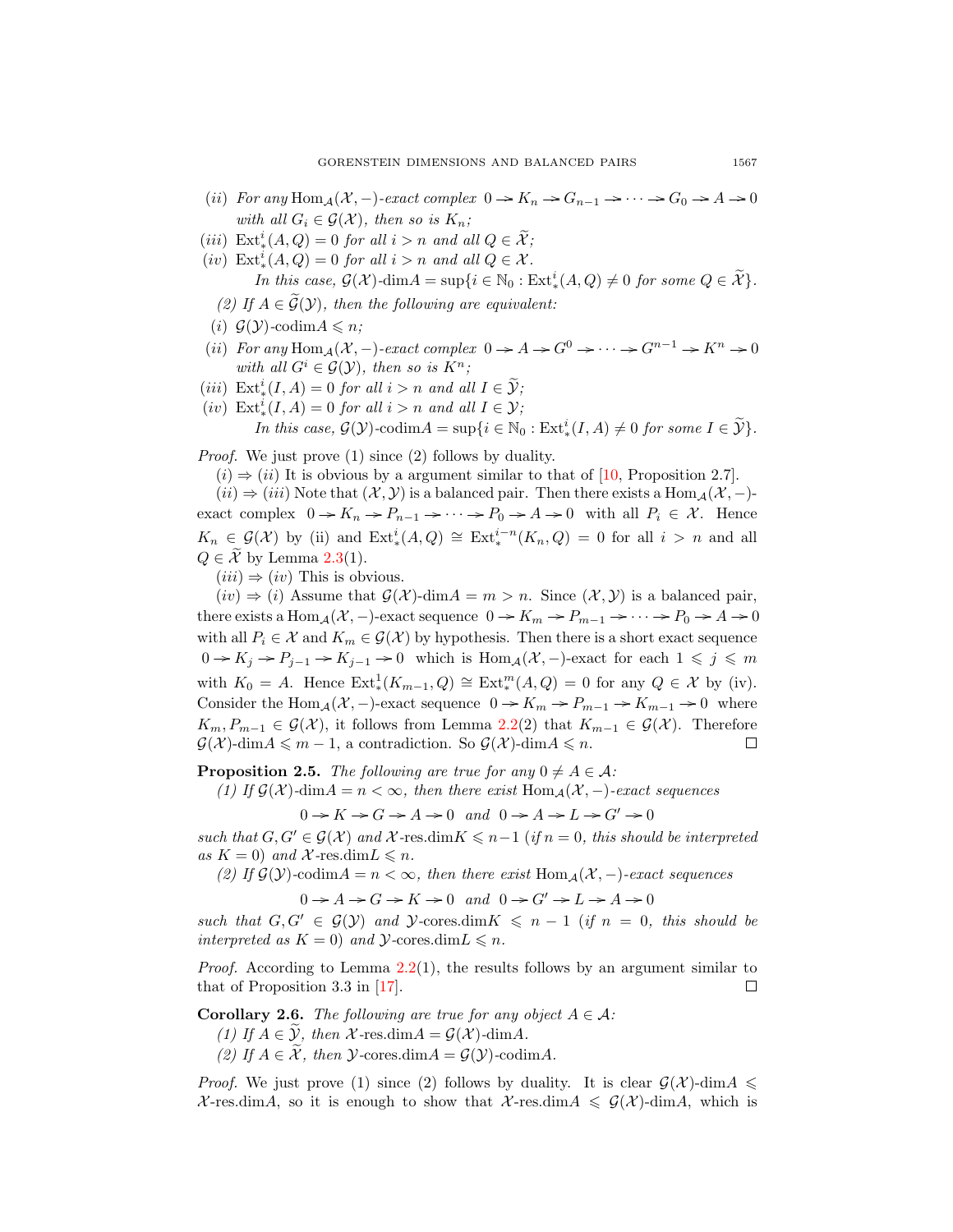(ii) *For any* $\mathrm{Hom}_{\mathcal{A}}(\mathcal{X},-)$*-exact complex* $0 \to K_n \to G_{n-1} \to \cdots \to G_0 \to A \to 0$ *with all* $G_i \in \mathcal{G}(\mathcal{X})$*, then so is* $K_n$*;*

(iii) $\mathrm{Ext}^i_*(A,Q) = 0$ *for all* $i > n$ *and all* $Q \in \widetilde{\mathcal{X}}$*;*

(iv) $\mathrm{Ext}^i_*(A,Q) = 0$ *for all* $i > n$ *and all* $Q \in \mathcal{X}$*.*

*In this case,* $\mathcal{G}(\mathcal{X})\text{-dim}A = \sup\{i \in \mathbb{N}_0 : \mathrm{Ext}^i_*(A,Q) \neq 0 \text{ for some } Q \in \widetilde{\mathcal{X}}\}$*.*

*(2) If* $A \in \widetilde{\mathcal{G}}(\mathcal{Y})$*, then the following are equivalent:*

(i) $\mathcal{G}(\mathcal{Y})\text{-codim}A \leqslant n$*;*

(ii) *For any* $\mathrm{Hom}_{\mathcal{A}}(\mathcal{X},-)$*-exact complex* $0 \to A \to G^0 \to \cdots \to G^{n-1} \to K^n \to 0$ *with all* $G^i \in \mathcal{G}(\mathcal{Y})$*, then so is* $K^n$*;*

(iii) $\mathrm{Ext}^i_*(I,A) = 0$ *for all* $i > n$ *and all* $I \in \widetilde{\mathcal{Y}}$*;*

(iv) $\mathrm{Ext}^i_*(I,A) = 0$ *for all* $i > n$ *and all* $I \in \mathcal{Y}$*;*

*In this case,* $\mathcal{G}(\mathcal{Y})\text{-codim}A = \sup\{i \in \mathbb{N}_0 : \mathrm{Ext}^i_*(I,A) \neq 0 \text{ for some } I \in \widetilde{\mathcal{Y}}\}$*.*

*Proof.* We just prove (1) since (2) follows by duality.

$(i) \Rightarrow (ii)$ It is obvious by a argument similar to that of [10, Proposition 2.7].

$(ii) \Rightarrow (iii)$ Note that $(\mathcal{X},\mathcal{Y})$ is a balanced pair. Then there exists a $\mathrm{Hom}_{\mathcal{A}}(\mathcal{X},-)$-exact complex $0 \to K_n \to P_{n-1} \to \cdots \to P_0 \to A \to 0$ with all $P_i \in \mathcal{X}$. Hence $K_n \in \mathcal{G}(\mathcal{X})$ by (ii) and $\mathrm{Ext}^i_*(A,Q) \cong \mathrm{Ext}^{i-n}_*(K_n,Q) = 0$ for all $i > n$ and all $Q \in \widetilde{\mathcal{X}}$ by Lemma 2.3(1).

$(iii) \Rightarrow (iv)$ This is obvious.

$(iv) \Rightarrow (i)$ Assume that $\mathcal{G}(\mathcal{X})\text{-dim}A = m > n$. Since $(\mathcal{X},\mathcal{Y})$ is a balanced pair, there exists a $\mathrm{Hom}_{\mathcal{A}}(\mathcal{X},-)$-exact sequence $0 \to K_m \to P_{m-1} \to \cdots \to P_0 \to A \to 0$ with all $P_i \in \mathcal{X}$ and $K_m \in \mathcal{G}(\mathcal{X})$ by hypothesis. Then there is a short exact sequence $0 \to K_j \to P_{j-1} \to K_{j-1} \to 0$ which is $\mathrm{Hom}_{\mathcal{A}}(\mathcal{X},-)$-exact for each $1 \leqslant j \leqslant m$ with $K_0 = A$. Hence $\mathrm{Ext}^1_*(K_{m-1},Q) \cong \mathrm{Ext}^m_*(A,Q) = 0$ for any $Q \in \mathcal{X}$ by (iv). Consider the $\mathrm{Hom}_{\mathcal{A}}(\mathcal{X},-)$-exact sequence $0 \to K_m \to P_{m-1} \to K_{m-1} \to 0$ where $K_m, P_{m-1} \in \mathcal{G}(\mathcal{X})$, it follows from Lemma 2.2(2) that $K_{m-1} \in \mathcal{G}(\mathcal{X})$. Therefore $\mathcal{G}(\mathcal{X})\text{-dim}A \leqslant m-1$, a contradiction. So $\mathcal{G}(\mathcal{X})\text{-dim}A \leqslant n$. ☐

**Proposition 2.5.** *The following are true for any* $0 \neq A \in \mathcal{A}$*:*

*(1) If* $\mathcal{G}(\mathcal{X})\text{-dim}A = n < \infty$*, then there exist* $\mathrm{Hom}_{\mathcal{A}}(\mathcal{X},-)$*-exact sequences*

$$0 \to K \to G \to A \to 0 \quad \text{and} \quad 0 \to A \to L \to G' \to 0$$

*such that* $G, G' \in \mathcal{G}(\mathcal{X})$ *and* $\mathcal{X}\text{-res.dim}K \leqslant n-1$ *(if* $n = 0$*, this should be interpreted as* $K = 0$*) and* $\mathcal{X}\text{-res.dim}L \leqslant n$*.*

*(2) If* $\mathcal{G}(\mathcal{Y})\text{-codim}A = n < \infty$*, then there exist* $\mathrm{Hom}_{\mathcal{A}}(\mathcal{X},-)$*-exact sequences*

$$0 \to A \to G \to K \to 0 \quad \text{and} \quad 0 \to G' \to L \to A \to 0$$

*such that* $G, G' \in \mathcal{G}(\mathcal{Y})$ *and* $\mathcal{Y}\text{-cores.dim}K \leqslant n-1$ *(if* $n = 0$*, this should be interpreted as* $K = 0$*) and* $\mathcal{Y}\text{-cores.dim}L \leqslant n$*.*

*Proof.* According to Lemma 2.2(1), the results follows by an argument similar to that of Proposition 3.3 in [17]. ☐

**Corollary 2.6.** *The following are true for any object* $A \in \mathcal{A}$*:*

*(1) If* $A \in \widetilde{\mathcal{Y}}$*, then* $\mathcal{X}\text{-res.dim}A = \mathcal{G}(\mathcal{X})\text{-dim}A$*.*

*(2) If* $A \in \widetilde{\mathcal{X}}$*, then* $\mathcal{Y}\text{-cores.dim}A = \mathcal{G}(\mathcal{Y})\text{-codim}A$*.*

*Proof.* We just prove (1) since (2) follows by duality. It is clear $\mathcal{G}(\mathcal{X})\text{-dim}A \leqslant \mathcal{X}\text{-res.dim}A$, so it is enough to show that $\mathcal{X}\text{-res.dim}A \leqslant \mathcal{G}(\mathcal{X})\text{-dim}A$, which is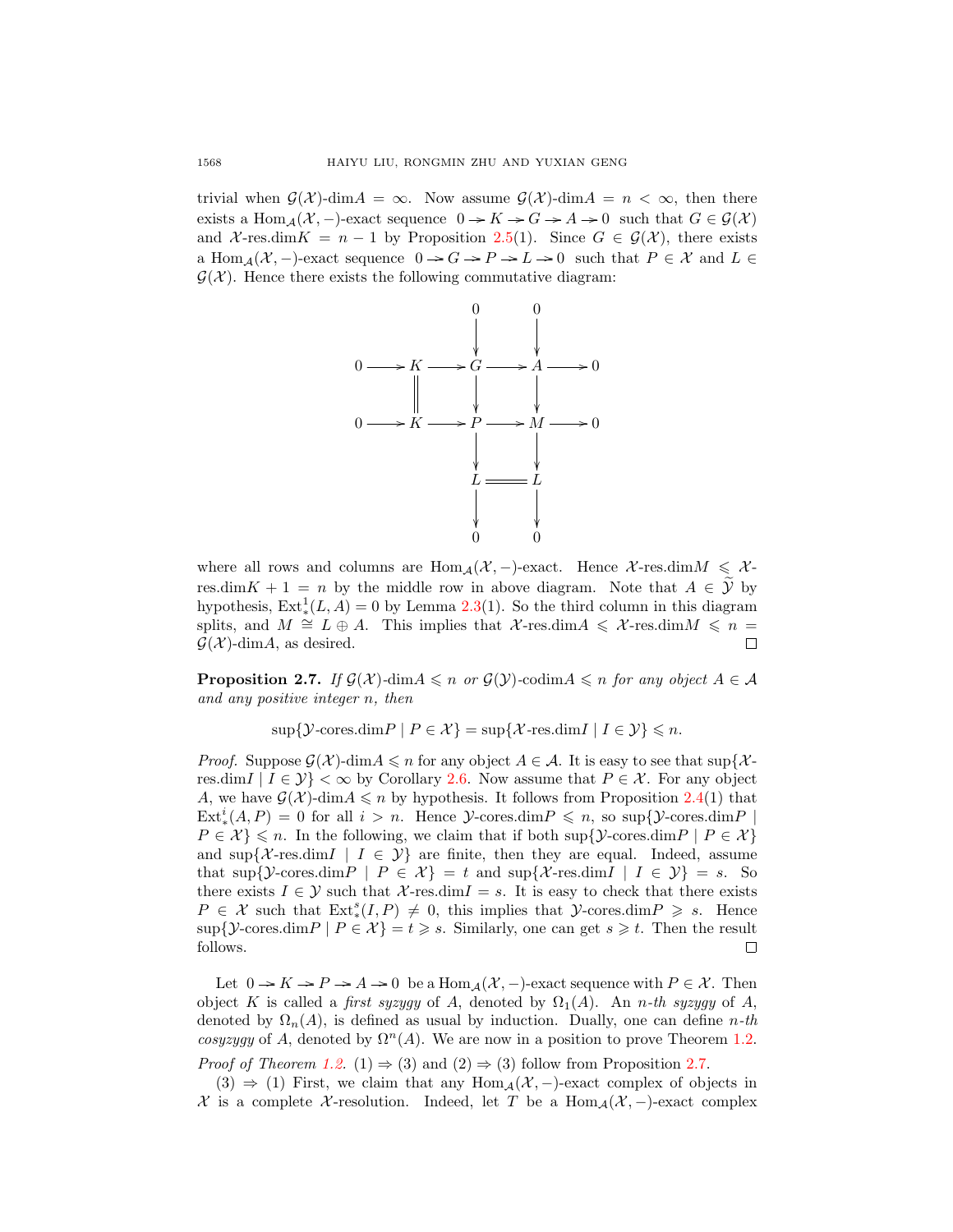trivial when $\mathcal{G}(\mathcal{X})$-dim$A = \infty$. Now assume $\mathcal{G}(\mathcal{X})$-dim$A = n < \infty$, then there exists a $\mathrm{Hom}_{\mathcal{A}}(\mathcal{X}, -)$-exact sequence $0 \to K \to G \to A \to 0$ such that $G \in \mathcal{G}(\mathcal{X})$ and $\mathcal{X}$-res.dim$K = n-1$ by Proposition 2.5(1). Since $G \in \mathcal{G}(\mathcal{X})$, there exists a $\mathrm{Hom}_{\mathcal{A}}(\mathcal{X}, -)$-exact sequence $0 \to G \to P \to L \to 0$ such that $P \in \mathcal{X}$ and $L \in \mathcal{G}(\mathcal{X})$. Hence there exists the following commutative diagram:

$$
\begin{array}{ccccccccc}
 & & & & 0 & & 0 & & \\
 & & & & \downarrow & & \downarrow & & \\
0 & \longrightarrow & K & \longrightarrow & G & \longrightarrow & A & \longrightarrow & 0 \\
 & & \| & & \downarrow & & \downarrow & & \\
0 & \longrightarrow & K & \longrightarrow & P & \longrightarrow & M & \longrightarrow & 0 \\
 & & & & \downarrow & & \downarrow & & \\
 & & & & L & = & L & & \\
 & & & & \downarrow & & \downarrow & & \\
 & & & & 0 & & 0 & &
\end{array}
$$

where all rows and columns are $\mathrm{Hom}_{\mathcal{A}}(\mathcal{X}, -)$-exact. Hence $\mathcal{X}$-res.dim$M \leqslant \mathcal{X}$-res.dim$K + 1 = n$ by the middle row in above diagram. Note that $A \in \widetilde{\mathcal{Y}}$ by hypothesis, $\mathrm{Ext}^1_*(L, A) = 0$ by Lemma 2.3(1). So the third column in this diagram splits, and $M \cong L \oplus A$. This implies that $\mathcal{X}$-res.dim$A \leqslant \mathcal{X}$-res.dim$M \leqslant n = \mathcal{G}(\mathcal{X})$-dim$A$, as desired. $\square$

**Proposition 2.7.** *If $\mathcal{G}(\mathcal{X})$-dim$A \leqslant n$ or $\mathcal{G}(\mathcal{Y})$-codim$A \leqslant n$ for any object $A \in \mathcal{A}$ and any positive integer $n$, then*

$$\sup\{\mathcal{Y}\text{-cores.dim}P \mid P \in \mathcal{X}\} = \sup\{\mathcal{X}\text{-res.dim}I \mid I \in \mathcal{Y}\} \leqslant n.$$

*Proof.* Suppose $\mathcal{G}(\mathcal{X})$-dim$A \leqslant n$ for any object $A \in \mathcal{A}$. It is easy to see that $\sup\{\mathcal{X}$-res.dim$I \mid I \in \mathcal{Y}\} < \infty$ by Corollary 2.6. Now assume that $P \in \mathcal{X}$. For any object $A$, we have $\mathcal{G}(\mathcal{X})$-dim$A \leqslant n$ by hypothesis. It follows from Proposition 2.4(1) that $\mathrm{Ext}^i_*(A, P) = 0$ for all $i > n$. Hence $\mathcal{Y}$-cores.dim$P \leqslant n$, so $\sup\{\mathcal{Y}$-cores.dim$P \mid P \in \mathcal{X}\} \leqslant n$. In the following, we claim that if both $\sup\{\mathcal{Y}$-cores.dim$P \mid P \in \mathcal{X}\}$ and $\sup\{\mathcal{X}$-res.dim$I \mid I \in \mathcal{Y}\}$ are finite, then they are equal. Indeed, assume that $\sup\{\mathcal{Y}$-cores.dim$P \mid P \in \mathcal{X}\} = t$ and $\sup\{\mathcal{X}$-res.dim$I \mid I \in \mathcal{Y}\} = s$. So there exists $I \in \mathcal{Y}$ such that $\mathcal{X}$-res.dim$I = s$. It is easy to check that there exists $P \in \mathcal{X}$ such that $\mathrm{Ext}^s_*(I, P) \neq 0$, this implies that $\mathcal{Y}$-cores.dim$P \geqslant s$. Hence $\sup\{\mathcal{Y}$-cores.dim$P \mid P \in \mathcal{X}\} = t \geqslant s$. Similarly, one can get $s \geqslant t$. Then the result follows. $\square$

Let $0 \to K \to P \to A \to 0$ be a $\mathrm{Hom}_{\mathcal{A}}(\mathcal{X}, -)$-exact sequence with $P \in \mathcal{X}$. Then object $K$ is called a *first syzygy* of $A$, denoted by $\Omega_1(A)$. An *n-th syzygy* of $A$, denoted by $\Omega_n(A)$, is defined as usual by induction. Dually, one can define *n-th cosyzygy* of $A$, denoted by $\Omega^n(A)$. We are now in a position to prove Theorem 1.2.

*Proof of Theorem 1.2.* (1) $\Rightarrow$ (3) and (2) $\Rightarrow$ (3) follow from Proposition 2.7.

(3) $\Rightarrow$ (1) First, we claim that any $\mathrm{Hom}_{\mathcal{A}}(\mathcal{X}, -)$-exact complex of objects in $\mathcal{X}$ is a complete $\mathcal{X}$-resolution. Indeed, let $T$ be a $\mathrm{Hom}_{\mathcal{A}}(\mathcal{X}, -)$-exact complex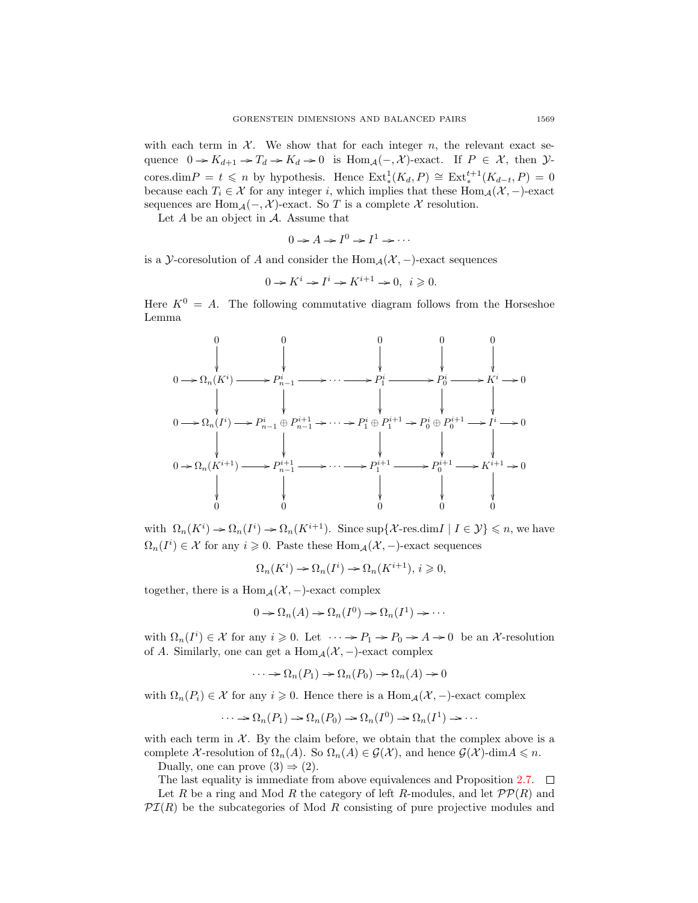with each term in $\mathcal{X}$. We show that for each integer $n$, the relevant exact sequence $0 \to K_{d+1} \to T_d \to K_d \to 0$ is $\mathrm{Hom}_{\mathcal{A}}(-,\mathcal{X})$-exact. If $P \in \mathcal{X}$, then $\mathcal{Y}$-cores.dim$P = t \leqslant n$ by hypothesis. Hence $\mathrm{Ext}^1_*(K_d, P) \cong \mathrm{Ext}^{t+1}_*(K_{d-t}, P) = 0$ because each $T_i \in \mathcal{X}$ for any integer $i$, which implies that these $\mathrm{Hom}_{\mathcal{A}}(\mathcal{X},-)$-exact sequences are $\mathrm{Hom}_{\mathcal{A}}(-,\mathcal{X})$-exact. So $T$ is a complete $\mathcal{X}$ resolution.

Let $A$ be an object in $\mathcal{A}$. Assume that

$$0 \to A \to I^0 \to I^1 \to \cdots$$

is a $\mathcal{Y}$-coresolution of $A$ and consider the $\mathrm{Hom}_{\mathcal{A}}(\mathcal{X},-)$-exact sequences

$$0 \to K^i \to I^i \to K^{i+1} \to 0, \ \ i \geqslant 0.$$

Here $K^0 = A$. The following commutative diagram follows from the Horseshoe Lemma

$$\begin{array}{ccccccccccccc}
 & & 0 & & 0 & & & & 0 & & 0 & & 0 \\
 & & \downarrow & & \downarrow & & & & \downarrow & & \downarrow & & \downarrow \\
0 & \to & \Omega_n(K^i) & \to & P^i_{n-1} & \to & \cdots & \to & P^i_1 & \to & P^i_0 & \to & K^i \to 0 \\
 & & \downarrow & & \downarrow & & & & \downarrow & & \downarrow & & \downarrow \\
0 & \to & \Omega_n(I^i) & \to & P^i_{n-1} \oplus P^{i+1}_{n-1} & \to & \cdots & \to & P^i_1 \oplus P^{i+1}_1 & \to & P^i_0 \oplus P^{i+1}_0 & \to & I^i \to 0 \\
 & & \downarrow & & \downarrow & & & & \downarrow & & \downarrow & & \downarrow \\
0 & \to & \Omega_n(K^{i+1}) & \to & P^{i+1}_{n-1} & \to & \cdots & \to & P^{i+1}_1 & \to & P^{i+1}_0 & \to & K^{i+1} \to 0 \\
 & & \downarrow & & \downarrow & & & & \downarrow & & \downarrow & & \downarrow \\
 & & 0 & & 0 & & & & 0 & & 0 & & 0
\end{array}$$

with $\Omega_n(K^i) \to \Omega_n(I^i) \to \Omega_n(K^{i+1})$. Since $\sup\{\mathcal{X}\text{-res.dim}I \mid I \in \mathcal{Y}\} \leqslant n$, we have $\Omega_n(I^i) \in \mathcal{X}$ for any $i \geqslant 0$. Paste these $\mathrm{Hom}_{\mathcal{A}}(\mathcal{X},-)$-exact sequences

$$\Omega_n(K^i) \to \Omega_n(I^i) \to \Omega_n(K^{i+1}), \ i \geqslant 0,$$

together, there is a $\mathrm{Hom}_{\mathcal{A}}(\mathcal{X},-)$-exact complex

$$0 \to \Omega_n(A) \to \Omega_n(I^0) \to \Omega_n(I^1) \to \cdots$$

with $\Omega_n(I^i) \in \mathcal{X}$ for any $i \geqslant 0$. Let $\cdots \to P_1 \to P_0 \to A \to 0$ be an $\mathcal{X}$-resolution of $A$. Similarly, one can get a $\mathrm{Hom}_{\mathcal{A}}(\mathcal{X},-)$-exact complex

$$\cdots \to \Omega_n(P_1) \to \Omega_n(P_0) \to \Omega_n(A) \to 0$$

with $\Omega_n(P_i) \in \mathcal{X}$ for any $i \geqslant 0$. Hence there is a $\mathrm{Hom}_{\mathcal{A}}(\mathcal{X},-)$-exact complex

$$\cdots \to \Omega_n(P_1) \to \Omega_n(P_0) \to \Omega_n(I^0) \to \Omega_n(I^1) \to \cdots$$

with each term in $\mathcal{X}$. By the claim before, we obtain that the complex above is a complete $\mathcal{X}$-resolution of $\Omega_n(A)$. So $\Omega_n(A) \in \mathcal{G}(\mathcal{X})$, and hence $\mathcal{G}(\mathcal{X})$-dim$A \leqslant n$.

Dually, one can prove (3) $\Rightarrow$ (2).

The last equality is immediate from above equivalences and Proposition 2.7. □

Let $R$ be a ring and Mod $R$ the category of left $R$-modules, and let $\mathcal{PP}(R)$ and $\mathcal{PI}(R)$ be the subcategories of Mod $R$ consisting of pure projective modules and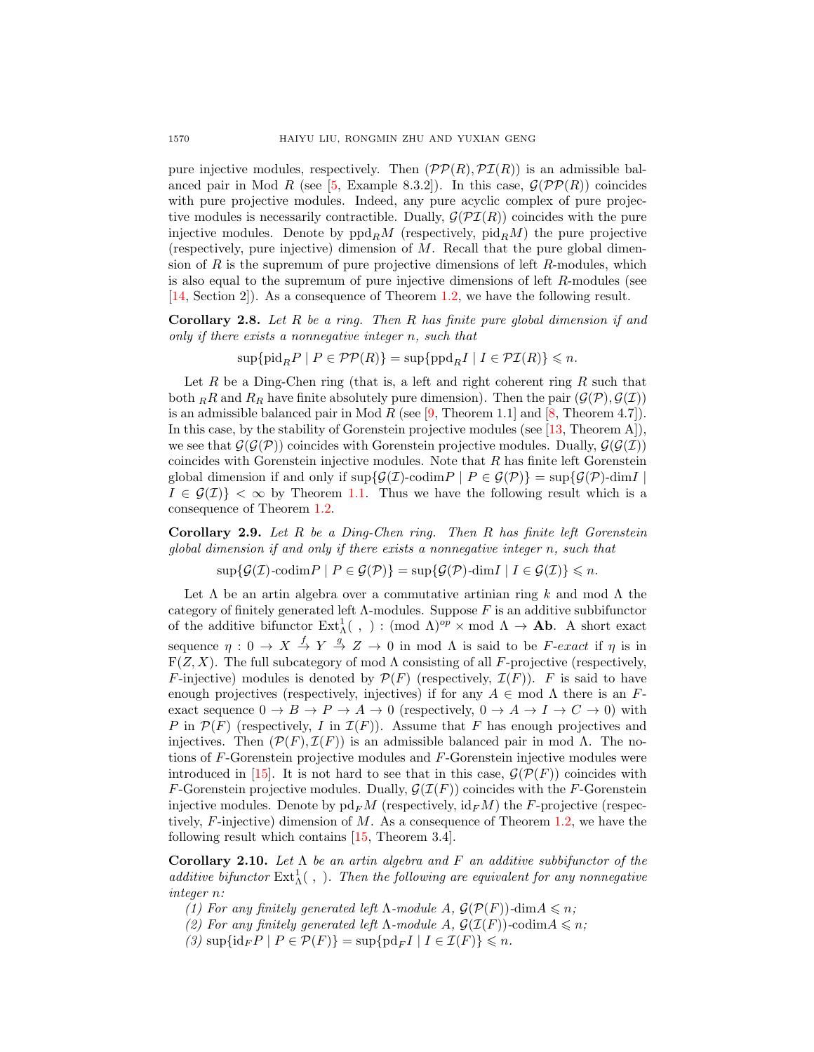pure injective modules, respectively. Then $(\mathcal{PP}(R), \mathcal{PI}(R))$ is an admissible balanced pair in Mod $R$ (see [5, Example 8.3.2]). In this case, $\mathcal{G}(\mathcal{PP}(R))$ coincides with pure projective modules. Indeed, any pure acyclic complex of pure projective modules is necessarily contractible. Dually, $\mathcal{G}(\mathcal{PI}(R))$ coincides with the pure injective modules. Denote by $\mathrm{ppd}_R M$ (respectively, $\mathrm{pid}_R M$) the pure projective (respectively, pure injective) dimension of $M$. Recall that the pure global dimension of $R$ is the supremum of pure projective dimensions of left $R$-modules, which is also equal to the supremum of pure injective dimensions of left $R$-modules (see [14, Section 2]). As a consequence of Theorem 1.2, we have the following result.

**Corollary 2.8.** *Let $R$ be a ring. Then $R$ has finite pure global dimension if and only if there exists a nonnegative integer $n$, such that*

$$\sup\{\mathrm{pid}_R P \mid P \in \mathcal{PP}(R)\} = \sup\{\mathrm{ppd}_R I \mid I \in \mathcal{PI}(R)\} \leqslant n.$$

Let $R$ be a Ding-Chen ring (that is, a left and right coherent ring $R$ such that both ${}_R R$ and $R_R$ have finite absolutely pure dimension). Then the pair $(\mathcal{G}(\mathcal{P}), \mathcal{G}(\mathcal{I}))$ is an admissible balanced pair in Mod $R$ (see [9, Theorem 1.1] and [8, Theorem 4.7]). In this case, by the stability of Gorenstein projective modules (see [13, Theorem A]), we see that $\mathcal{G}(\mathcal{G}(\mathcal{P}))$ coincides with Gorenstein projective modules. Dually, $\mathcal{G}(\mathcal{G}(\mathcal{I}))$ coincides with Gorenstein injective modules. Note that $R$ has finite left Gorenstein global dimension if and only if $\sup\{\mathcal{G}(\mathcal{I})\text{-codim}P \mid P \in \mathcal{G}(\mathcal{P})\} = \sup\{\mathcal{G}(\mathcal{P})\text{-dim}I \mid I \in \mathcal{G}(\mathcal{I})\} < \infty$ by Theorem 1.1. Thus we have the following result which is a consequence of Theorem 1.2.

**Corollary 2.9.** *Let $R$ be a Ding-Chen ring. Then $R$ has finite left Gorenstein global dimension if and only if there exists a nonnegative integer $n$, such that*

$$\sup\{\mathcal{G}(\mathcal{I})\text{-codim}P \mid P \in \mathcal{G}(\mathcal{P})\} = \sup\{\mathcal{G}(\mathcal{P})\text{-dim}I \mid I \in \mathcal{G}(\mathcal{I})\} \leqslant n.$$

Let $\Lambda$ be an artin algebra over a commutative artinian ring $k$ and mod $\Lambda$ the category of finitely generated left $\Lambda$-modules. Suppose $F$ is an additive subbifunctor of the additive bifunctor $\mathrm{Ext}^1_\Lambda(\ ,\ ) : (\mathrm{mod}\ \Lambda)^{op} \times \mathrm{mod}\ \Lambda \to \mathbf{Ab}$. A short exact sequence $\eta : 0 \to X \xrightarrow{f} Y \xrightarrow{g} Z \to 0$ in mod $\Lambda$ is said to be *$F$-exact* if $\eta$ is in $\mathrm{F}(Z, X)$. The full subcategory of mod $\Lambda$ consisting of all $F$-projective (respectively, $F$-injective) modules is denoted by $\mathcal{P}(F)$ (respectively, $\mathcal{I}(F)$). $F$ is said to have enough projectives (respectively, injectives) if for any $A \in$ mod $\Lambda$ there is an $F$-exact sequence $0 \to B \to P \to A \to 0$ (respectively, $0 \to A \to I \to C \to 0$) with $P$ in $\mathcal{P}(F)$ (respectively, $I$ in $\mathcal{I}(F)$). Assume that $F$ has enough projectives and injectives. Then $(\mathcal{P}(F), \mathcal{I}(F))$ is an admissible balanced pair in mod $\Lambda$. The notions of $F$-Gorenstein projective modules and $F$-Gorenstein injective modules were introduced in [15]. It is not hard to see that in this case, $\mathcal{G}(\mathcal{P}(F))$ coincides with $F$-Gorenstein projective modules. Dually, $\mathcal{G}(\mathcal{I}(F))$ coincides with the $F$-Gorenstein injective modules. Denote by $\mathrm{pd}_F M$ (respectively, $\mathrm{id}_F M$) the $F$-projective (respectively, $F$-injective) dimension of $M$. As a consequence of Theorem 1.2, we have the following result which contains [15, Theorem 3.4].

**Corollary 2.10.** *Let $\Lambda$ be an artin algebra and $F$ an additive subbifunctor of the additive bifunctor $\mathrm{Ext}^1_\Lambda(\ ,\ )$. Then the following are equivalent for any nonnegative integer $n$:*

*(1) For any finitely generated left $\Lambda$-module $A$, $\mathcal{G}(\mathcal{P}(F))\text{-dim}A \leqslant n$;*

*(2) For any finitely generated left $\Lambda$-module $A$, $\mathcal{G}(\mathcal{I}(F))\text{-codim}A \leqslant n$;*

*(3) $\sup\{\mathrm{id}_F P \mid P \in \mathcal{P}(F)\} = \sup\{\mathrm{pd}_F I \mid I \in \mathcal{I}(F)\} \leqslant n$.*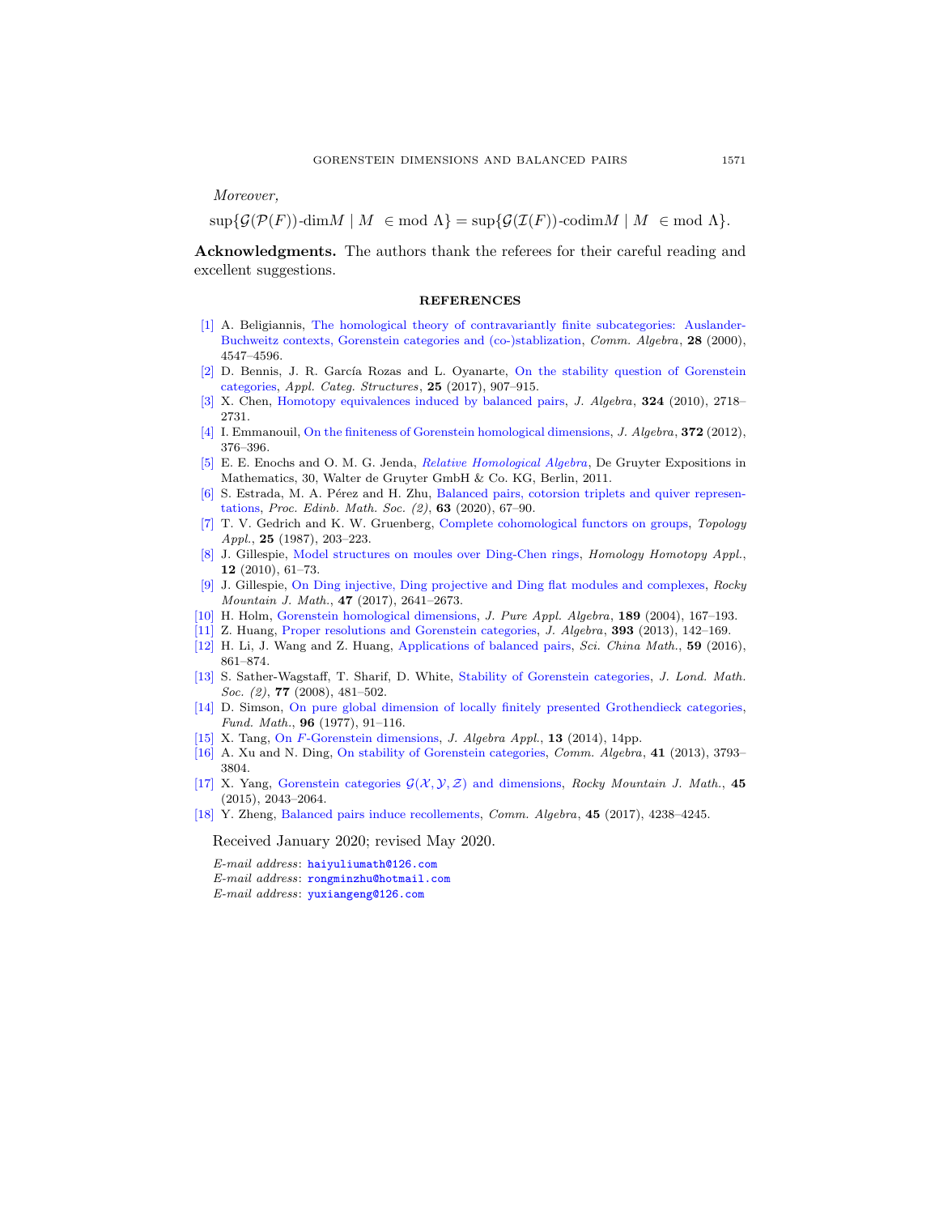*Moreover,*

$$\sup\{\mathcal{G}(\mathcal{P}(F))\text{-dim}M \mid M \in \text{mod } \Lambda\} = \sup\{\mathcal{G}(\mathcal{I}(F))\text{-codim}M \mid M \in \text{mod } \Lambda\}.$$

**Acknowledgments.** The authors thank the referees for their careful reading and excellent suggestions.

## REFERENCES

[1] A. Beligiannis, The homological theory of contravariantly finite subcategories: Auslander-Buchweitz contexts, Gorenstein categories and (co-)stablization, *Comm. Algebra*, **28** (2000), 4547–4596.

[2] D. Bennis, J. R. García Rozas and L. Oyanarte, On the stability question of Gorenstein categories, *Appl. Categ. Structures*, **25** (2017), 907–915.

[3] X. Chen, Homotopy equivalences induced by balanced pairs, *J. Algebra*, **324** (2010), 2718–2731.

[4] I. Emmanouil, On the finiteness of Gorenstein homological dimensions, *J. Algebra*, **372** (2012), 376–396.

[5] E. E. Enochs and O. M. G. Jenda, *Relative Homological Algebra*, De Gruyter Expositions in Mathematics, 30, Walter de Gruyter GmbH & Co. KG, Berlin, 2011.

[6] S. Estrada, M. A. Pérez and H. Zhu, Balanced pairs, cotorsion triplets and quiver representations, *Proc. Edinb. Math. Soc. (2)*, **63** (2020), 67–90.

[7] T. V. Gedrich and K. W. Gruenberg, Complete cohomological functors on groups, *Topology Appl.*, **25** (1987), 203–223.

[8] J. Gillespie, Model structures on moules over Ding-Chen rings, *Homology Homotopy Appl.*, **12** (2010), 61–73.

[9] J. Gillespie, On Ding injective, Ding projective and Ding flat modules and complexes, *Rocky Mountain J. Math.*, **47** (2017), 2641–2673.

[10] H. Holm, Gorenstein homological dimensions, *J. Pure Appl. Algebra*, **189** (2004), 167–193.

[11] Z. Huang, Proper resolutions and Gorenstein categories, *J. Algebra*, **393** (2013), 142–169.

[12] H. Li, J. Wang and Z. Huang, Applications of balanced pairs, *Sci. China Math.*, **59** (2016), 861–874.

[13] S. Sather-Wagstaff, T. Sharif, D. White, Stability of Gorenstein categories, *J. Lond. Math. Soc. (2)*, **77** (2008), 481–502.

[14] D. Simson, On pure global dimension of locally finitely presented Grothendieck categories, *Fund. Math.*, **96** (1977), 91–116.

[15] X. Tang, On $F$-Gorenstein dimensions, *J. Algebra Appl.*, **13** (2014), 14pp.

[16] A. Xu and N. Ding, On stability of Gorenstein categories, *Comm. Algebra*, **41** (2013), 3793–3804.

[17] X. Yang, Gorenstein categories $\mathcal{G}(\mathcal{X}, \mathcal{Y}, \mathcal{Z})$ and dimensions, *Rocky Mountain J. Math.*, **45** (2015), 2043–2064.

[18] Y. Zheng, Balanced pairs induce recollements, *Comm. Algebra*, **45** (2017), 4238–4245.

Received January 2020; revised May 2020.

*E-mail address*: haiyuliumath@126.com
*E-mail address*: rongminzhu@hotmail.com
*E-mail address*: yuxiangeng@126.com